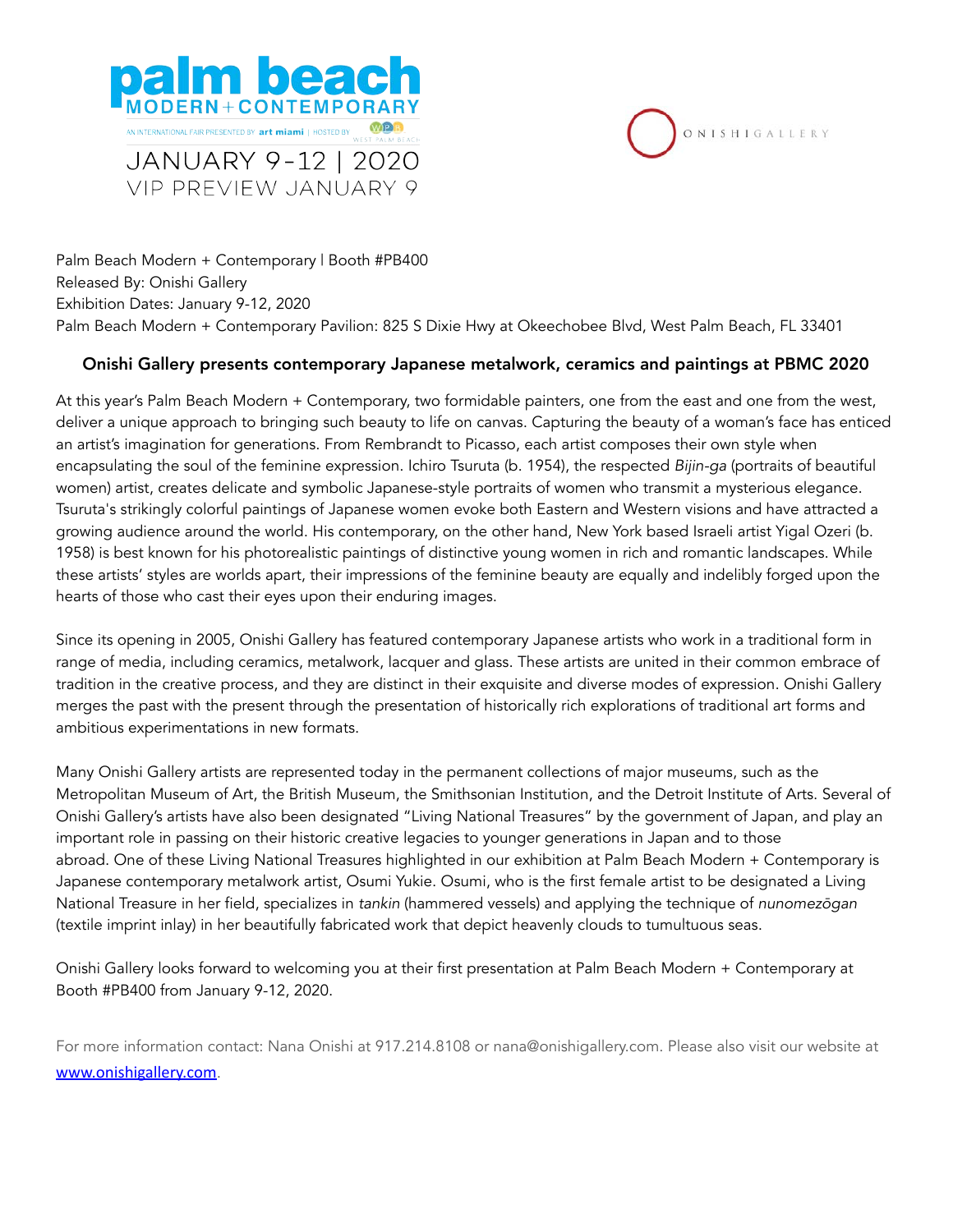palm beach
MODERN + CONTEMPORARY

AN INTERNATIONAL FAIR PRESENTED BY art miami | HOSTED BY WEST PALM BEACH

JANUARY 9-12 | 2020
VIP PREVIEW JANUARY 9

ONISHI GALLERY

Palm Beach Modern + Contemporary | Booth #PB400
Released By: Onishi Gallery
Exhibition Dates: January 9-12, 2020
Palm Beach Modern + Contemporary Pavilion: 825 S Dixie Hwy at Okeechobee Blvd, West Palm Beach, FL 33401

## Onishi Gallery presents contemporary Japanese metalwork, ceramics and paintings at PBMC 2020

At this year's Palm Beach Modern + Contemporary, two formidable painters, one from the east and one from the west, deliver a unique approach to bringing such beauty to life on canvas. Capturing the beauty of a woman's face has enticed an artist's imagination for generations. From Rembrandt to Picasso, each artist composes their own style when encapsulating the soul of the feminine expression. Ichiro Tsuruta (b. 1954), the respected *Bijin-ga* (portraits of beautiful women) artist, creates delicate and symbolic Japanese-style portraits of women who transmit a mysterious elegance. Tsuruta's strikingly colorful paintings of Japanese women evoke both Eastern and Western visions and have attracted a growing audience around the world. His contemporary, on the other hand, New York based Israeli artist Yigal Ozeri (b. 1958) is best known for his photorealistic paintings of distinctive young women in rich and romantic landscapes. While these artists' styles are worlds apart, their impressions of the feminine beauty are equally and indelibly forged upon the hearts of those who cast their eyes upon their enduring images.

Since its opening in 2005, Onishi Gallery has featured contemporary Japanese artists who work in a traditional form in range of media, including ceramics, metalwork, lacquer and glass. These artists are united in their common embrace of tradition in the creative process, and they are distinct in their exquisite and diverse modes of expression. Onishi Gallery merges the past with the present through the presentation of historically rich explorations of traditional art forms and ambitious experimentations in new formats.

Many Onishi Gallery artists are represented today in the permanent collections of major museums, such as the Metropolitan Museum of Art, the British Museum, the Smithsonian Institution, and the Detroit Institute of Arts. Several of Onishi Gallery's artists have also been designated "Living National Treasures" by the government of Japan, and play an important role in passing on their historic creative legacies to younger generations in Japan and to those abroad. One of these Living National Treasures highlighted in our exhibition at Palm Beach Modern + Contemporary is Japanese contemporary metalwork artist, Osumi Yukie. Osumi, who is the first female artist to be designated a Living National Treasure in her field, specializes in *tankin* (hammered vessels) and applying the technique of *nunomezōgan* (textile imprint inlay) in her beautifully fabricated work that depict heavenly clouds to tumultuous seas.

Onishi Gallery looks forward to welcoming you at their first presentation at Palm Beach Modern + Contemporary at Booth #PB400 from January 9-12, 2020.

For more information contact: Nana Onishi at 917.214.8108 or nana@onishigallery.com. Please also visit our website at [www.onishigallery.com](http://www.onishigallery.com).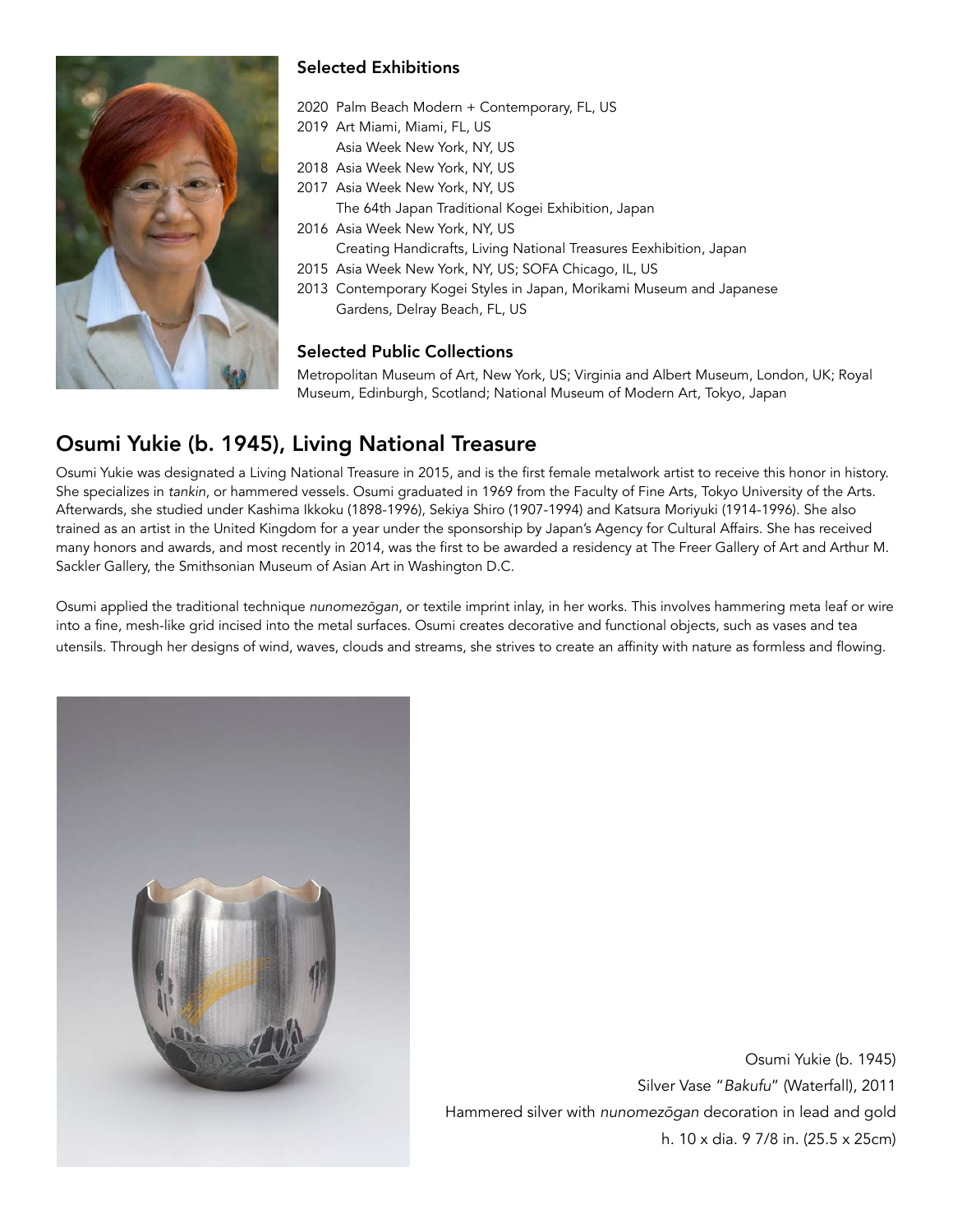### Selected Exhibitions

2020 Palm Beach Modern + Contemporary, FL, US
2019 Art Miami, Miami, FL, US
Asia Week New York, NY, US
2018 Asia Week New York, NY, US
2017 Asia Week New York, NY, US
The 64th Japan Traditional Kogei Exhibition, Japan
2016 Asia Week New York, NY, US
Creating Handicrafts, Living National Treasures Eexhibition, Japan
2015 Asia Week New York, NY, US; SOFA Chicago, IL, US
2013 Contemporary Kogei Styles in Japan, Morikami Museum and Japanese Gardens, Delray Beach, FL, US

### Selected Public Collections

Metropolitan Museum of Art, New York, US; Virginia and Albert Museum, London, UK; Royal Museum, Edinburgh, Scotland; National Museum of Modern Art, Tokyo, Japan

## Osumi Yukie (b. 1945), Living National Treasure

Osumi Yukie was designated a Living National Treasure in 2015, and is the first female metalwork artist to receive this honor in history. She specializes in *tankin*, or hammered vessels. Osumi graduated in 1969 from the Faculty of Fine Arts, Tokyo University of the Arts. Afterwards, she studied under Kashima Ikkoku (1898-1996), Sekiya Shiro (1907-1994) and Katsura Moriyuki (1914-1996). She also trained as an artist in the United Kingdom for a year under the sponsorship by Japan's Agency for Cultural Affairs. She has received many honors and awards, and most recently in 2014, was the first to be awarded a residency at The Freer Gallery of Art and Arthur M. Sackler Gallery, the Smithsonian Museum of Asian Art in Washington D.C.

Osumi applied the traditional technique *nunomezōgan*, or textile imprint inlay, in her works. This involves hammering meta leaf or wire into a fine, mesh-like grid incised into the metal surfaces. Osumi creates decorative and functional objects, such as vases and tea utensils. Through her designs of wind, waves, clouds and streams, she strives to create an affinity with nature as formless and flowing.

Osumi Yukie (b. 1945)
Silver Vase "*Bakufu*" (Waterfall), 2011
Hammered silver with *nunomezōgan* decoration in lead and gold
h. 10 x dia. 9 7/8 in. (25.5 x 25cm)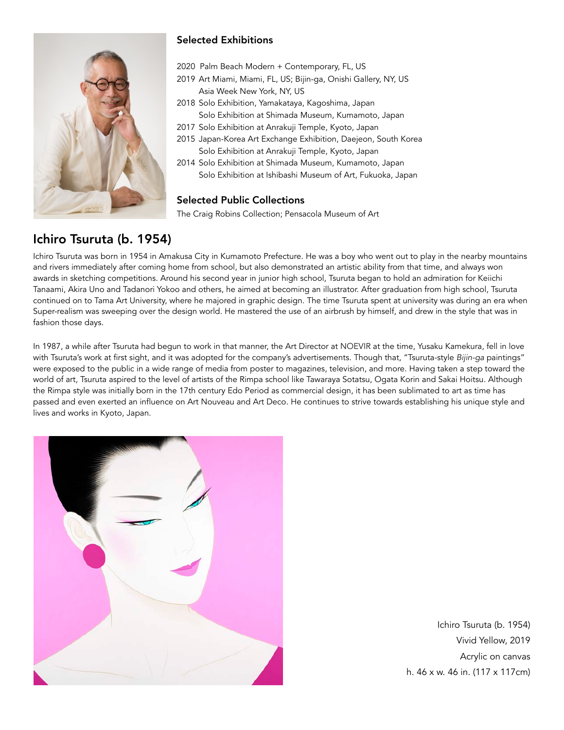## Selected Exhibitions

2020 Palm Beach Modern + Contemporary, FL, US
2019 Art Miami, Miami, FL, US; Bijin-ga, Onishi Gallery, NY, US
Asia Week New York, NY, US
2018 Solo Exhibition, Yamakataya, Kagoshima, Japan
Solo Exhibition at Shimada Museum, Kumamoto, Japan
2017 Solo Exhibition at Anrakuji Temple, Kyoto, Japan
2015 Japan-Korea Art Exchange Exhibition, Daejeon, South Korea
Solo Exhibition at Anrakuji Temple, Kyoto, Japan
2014 Solo Exhibition at Shimada Museum, Kumamoto, Japan
Solo Exhibition at Ishibashi Museum of Art, Fukuoka, Japan

## Selected Public Collections

The Craig Robins Collection; Pensacola Museum of Art

# Ichiro Tsuruta (b. 1954)

Ichiro Tsuruta was born in 1954 in Amakusa City in Kumamoto Prefecture. He was a boy who went out to play in the nearby mountains and rivers immediately after coming home from school, but also demonstrated an artistic ability from that time, and always won awards in sketching competitions. Around his second year in junior high school, Tsuruta began to hold an admiration for Keiichi Tanaami, Akira Uno and Tadanori Yokoo and others, he aimed at becoming an illustrator. After graduation from high school, Tsuruta continued on to Tama Art University, where he majored in graphic design. The time Tsuruta spent at university was during an era when Super-realism was sweeping over the design world. He mastered the use of an airbrush by himself, and drew in the style that was in fashion those days.

In 1987, a while after Tsuruta had begun to work in that manner, the Art Director at NOEVIR at the time, Yusaku Kamekura, fell in love with Tsuruta's work at first sight, and it was adopted for the company's advertisements. Though that, "Tsuruta-style *Bijin-ga* paintings" were exposed to the public in a wide range of media from poster to magazines, television, and more. Having taken a step toward the world of art, Tsuruta aspired to the level of artists of the Rimpa school like Tawaraya Sotatsu, Ogata Korin and Sakai Hoitsu. Although the Rimpa style was initially born in the 17th century Edo Period as commercial design, it has been sublimated to art as time has passed and even exerted an influence on Art Nouveau and Art Deco. He continues to strive towards establishing his unique style and lives and works in Kyoto, Japan.

Ichiro Tsuruta (b. 1954)
Vivid Yellow, 2019
Acrylic on canvas
h. 46 x w. 46 in. (117 x 117cm)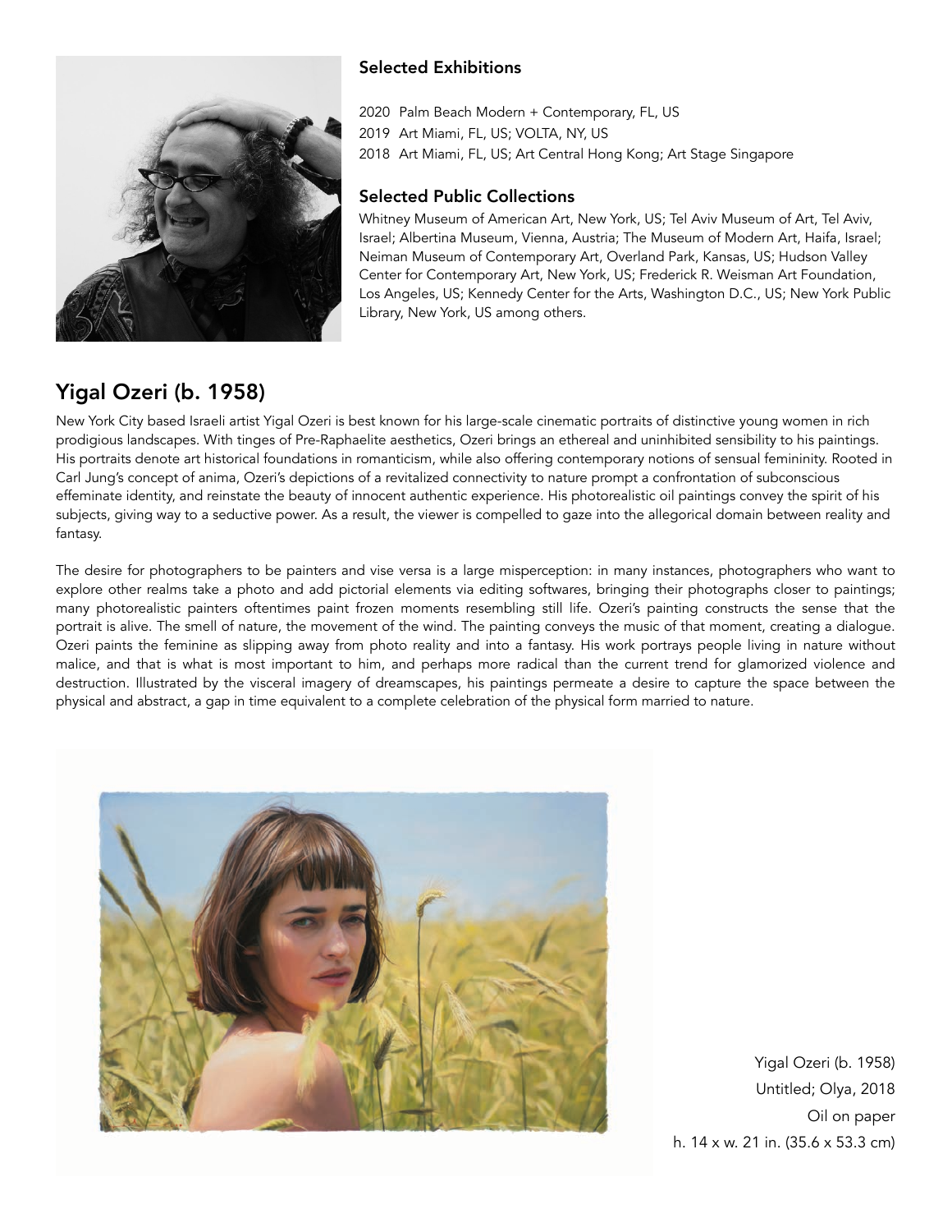### Selected Exhibitions

2020 Palm Beach Modern + Contemporary, FL, US
2019 Art Miami, FL, US; VOLTA, NY, US
2018 Art Miami, FL, US; Art Central Hong Kong; Art Stage Singapore

### Selected Public Collections

Whitney Museum of American Art, New York, US; Tel Aviv Museum of Art, Tel Aviv, Israel; Albertina Museum, Vienna, Austria; The Museum of Modern Art, Haifa, Israel; Neiman Museum of Contemporary Art, Overland Park, Kansas, US; Hudson Valley Center for Contemporary Art, New York, US; Frederick R. Weisman Art Foundation, Los Angeles, US; Kennedy Center for the Arts, Washington D.C., US; New York Public Library, New York, US among others.

## Yigal Ozeri (b. 1958)

New York City based Israeli artist Yigal Ozeri is best known for his large-scale cinematic portraits of distinctive young women in rich prodigious landscapes. With tinges of Pre-Raphaelite aesthetics, Ozeri brings an ethereal and uninhibited sensibility to his paintings. His portraits denote art historical foundations in romanticism, while also offering contemporary notions of sensual femininity. Rooted in Carl Jung's concept of anima, Ozeri's depictions of a revitalized connectivity to nature prompt a confrontation of subconscious effeminate identity, and reinstate the beauty of innocent authentic experience. His photorealistic oil paintings convey the spirit of his subjects, giving way to a seductive power. As a result, the viewer is compelled to gaze into the allegorical domain between reality and fantasy.

The desire for photographers to be painters and vise versa is a large misperception: in many instances, photographers who want to explore other realms take a photo and add pictorial elements via editing softwares, bringing their photographs closer to paintings; many photorealistic painters oftentimes paint frozen moments resembling still life. Ozeri's painting constructs the sense that the portrait is alive. The smell of nature, the movement of the wind. The painting conveys the music of that moment, creating a dialogue. Ozeri paints the feminine as slipping away from photo reality and into a fantasy. His work portrays people living in nature without malice, and that is what is most important to him, and perhaps more radical than the current trend for glamorized violence and destruction. Illustrated by the visceral imagery of dreamscapes, his paintings permeate a desire to capture the space between the physical and abstract, a gap in time equivalent to a complete celebration of the physical form married to nature.

Yigal Ozeri (b. 1958)
Untitled; Olya, 2018
Oil on paper
h. 14 x w. 21 in. (35.6 x 53.3 cm)